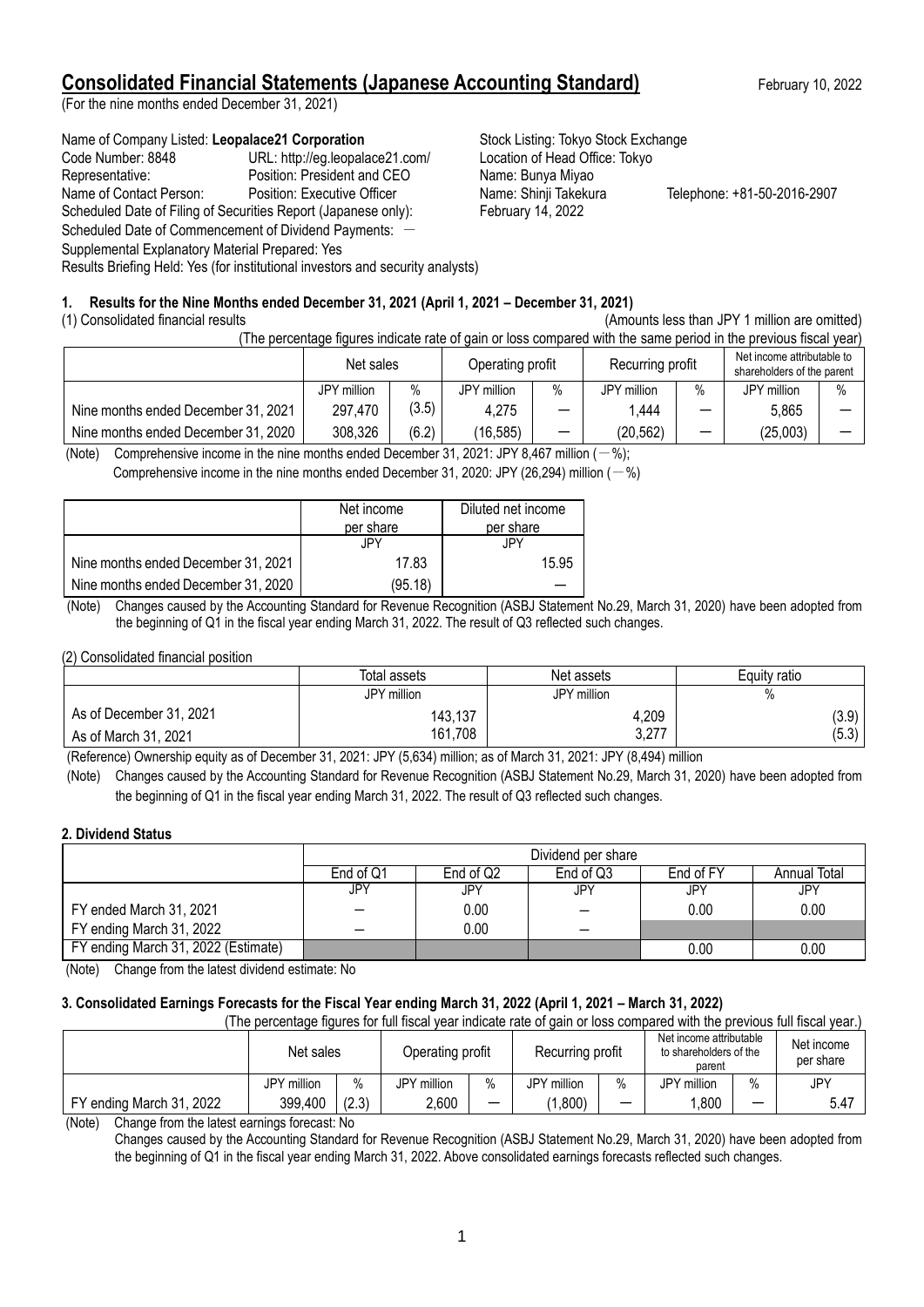# Consolidated Financial Statements (Japanese Accounting Standard)

February 10, 2022

(For the nine months ended December 31, 2021)

Name of Company Listed: **Leopalace21 Corporation** Stock Listing: Tokyo Stock Exchange
Code Number: 8848 URL: http://eg.leopalace21.com/ Location of Head Office: Tokyo
Representative: Position: President and CEO Name: Bunya Miyao
Name of Contact Person: Position: Executive Officer Name: Shinji Takekura Telephone: +81-50-2016-2907
Scheduled Date of Filing of Securities Report (Japanese only): February 14, 2022
Scheduled Date of Commencement of Dividend Payments: －
Supplemental Explanatory Material Prepared: Yes
Results Briefing Held: Yes (for institutional investors and security analysts)

### 1. Results for the Nine Months ended December 31, 2021 (April 1, 2021 – December 31, 2021)

(1) Consolidated financial results (Amounts less than JPY 1 million are omitted)

(The percentage figures indicate rate of gain or loss compared with the same period in the previous fiscal year)

| | Net sales | | Operating profit | | Recurring profit | | Net income attributable to shareholders of the parent | |
|---|---|---|---|---|---|---|---|---|
| | JPY million | % | JPY million | % | JPY million | % | JPY million | % |
| Nine months ended December 31, 2021 | 297,470 | (3.5) | 4,275 | — | 1,444 | — | 5,865 | — |
| Nine months ended December 31, 2020 | 308,326 | (6.2) | (16,585) | — | (20,562) | — | (25,003) | — |

(Note) Comprehensive income in the nine months ended December 31, 2021: JPY 8,467 million (－%);
Comprehensive income in the nine months ended December 31, 2020: JPY (26,294) million (－%)

| | Net income per share | Diluted net income per share |
|---|---|---|
| | JPY | JPY |
| Nine months ended December 31, 2021 | 17.83 | 15.95 |
| Nine months ended December 31, 2020 | (95.18) | — |

(Note) Changes caused by the Accounting Standard for Revenue Recognition (ASBJ Statement No.29, March 31, 2020) have been adopted from the beginning of Q1 in the fiscal year ending March 31, 2022. The result of Q3 reflected such changes.

(2) Consolidated financial position

| | Total assets | Net assets | Equity ratio |
|---|---|---|---|
| | JPY million | JPY million | % |
| As of December 31, 2021 | 143,137 | 4,209 | (3.9) |
| As of March 31, 2021 | 161,708 | 3,277 | (5.3) |

(Reference) Ownership equity as of December 31, 2021: JPY (5,634) million; as of March 31, 2021: JPY (8,494) million

(Note) Changes caused by the Accounting Standard for Revenue Recognition (ASBJ Statement No.29, March 31, 2020) have been adopted from the beginning of Q1 in the fiscal year ending March 31, 2022. The result of Q3 reflected such changes.

### 2. Dividend Status

| | Dividend per share | | | | |
|---|---|---|---|---|---|
| | End of Q1 | End of Q2 | End of Q3 | End of FY | Annual Total |
| | JPY | JPY | JPY | JPY | JPY |
| FY ended March 31, 2021 | — | 0.00 | — | 0.00 | 0.00 |
| FY ending March 31, 2022 | — | 0.00 | — | | |
| FY ending March 31, 2022 (Estimate) | | | | 0.00 | 0.00 |

(Note) Change from the latest dividend estimate: No

### 3. Consolidated Earnings Forecasts for the Fiscal Year ending March 31, 2022 (April 1, 2021 – March 31, 2022)

(The percentage figures for full fiscal year indicate rate of gain or loss compared with the previous full fiscal year.)

| | Net sales | | Operating profit | | Recurring profit | | Net income attributable to shareholders of the parent | | Net income per share |
|---|---|---|---|---|---|---|---|---|---|
| | JPY million | % | JPY million | % | JPY million | % | JPY million | % | JPY |
| FY ending March 31, 2022 | 399,400 | (2.3) | 2,600 | — | (1,800) | — | 1,800 | — | 5.47 |

(Note) Change from the latest earnings forecast: No
Changes caused by the Accounting Standard for Revenue Recognition (ASBJ Statement No.29, March 31, 2020) have been adopted from the beginning of Q1 in the fiscal year ending March 31, 2022. Above consolidated earnings forecasts reflected such changes.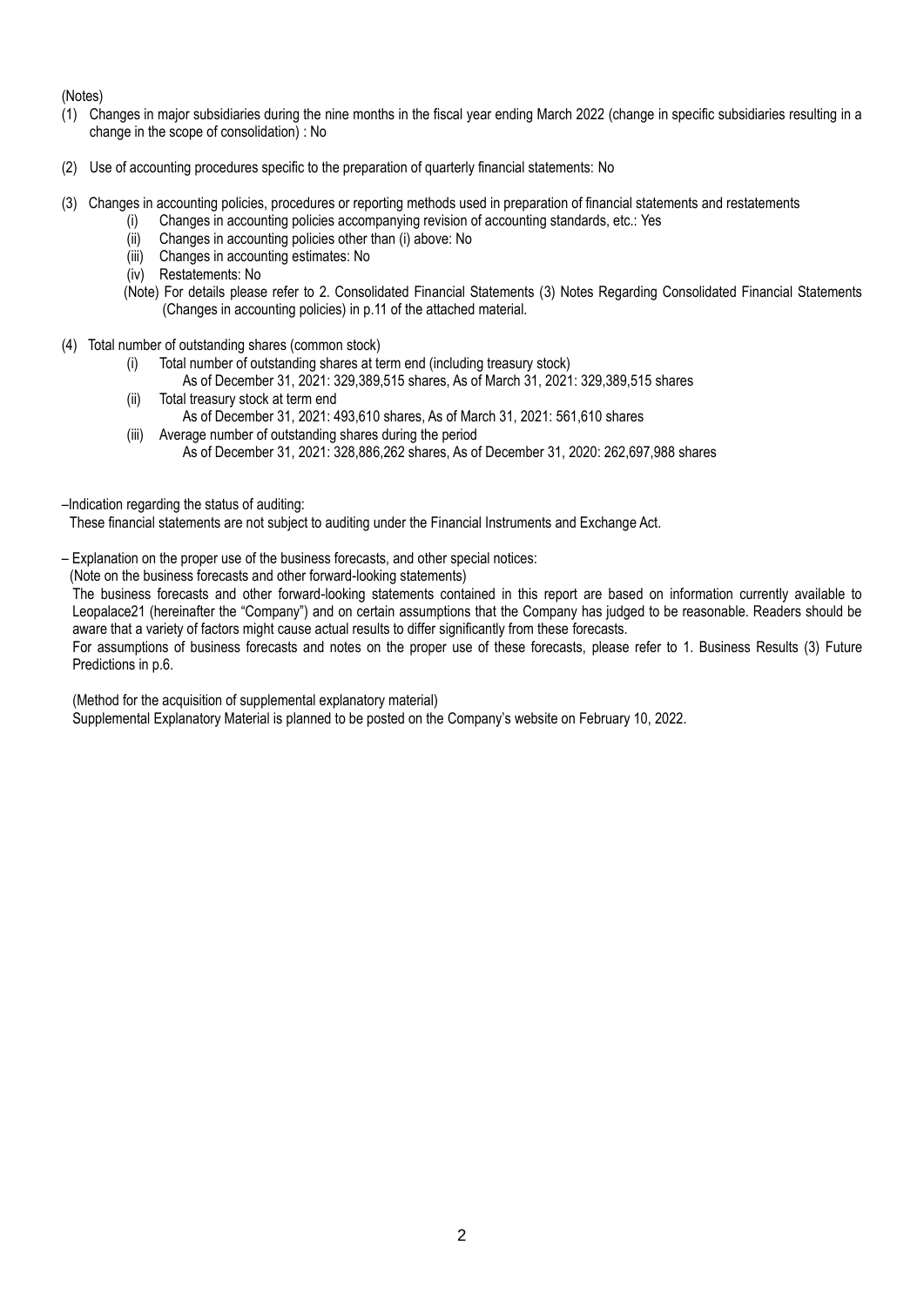(Notes)

(1) Changes in major subsidiaries during the nine months in the fiscal year ending March 2022 (change in specific subsidiaries resulting in a change in the scope of consolidation) : No

(2) Use of accounting procedures specific to the preparation of quarterly financial statements: No

(3) Changes in accounting policies, procedures or reporting methods used in preparation of financial statements and restatements
  - (i) Changes in accounting policies accompanying revision of accounting standards, etc.: Yes
  - (ii) Changes in accounting policies other than (i) above: No
  - (iii) Changes in accounting estimates: No
  - (iv) Restatements: No

  (Note) For details please refer to 2. Consolidated Financial Statements (3) Notes Regarding Consolidated Financial Statements (Changes in accounting policies) in p.11 of the attached material.

(4) Total number of outstanding shares (common stock)
  - (i) Total number of outstanding shares at term end (including treasury stock)
    As of December 31, 2021: 329,389,515 shares, As of March 31, 2021: 329,389,515 shares
  - (ii) Total treasury stock at term end
    As of December 31, 2021: 493,610 shares, As of March 31, 2021: 561,610 shares
  - (iii) Average number of outstanding shares during the period
    As of December 31, 2021: 328,886,262 shares, As of December 31, 2020: 262,697,988 shares

–Indication regarding the status of auditing:

These financial statements are not subject to auditing under the Financial Instruments and Exchange Act.

– Explanation on the proper use of the business forecasts, and other special notices:

(Note on the business forecasts and other forward-looking statements)

The business forecasts and other forward-looking statements contained in this report are based on information currently available to Leopalace21 (hereinafter the "Company") and on certain assumptions that the Company has judged to be reasonable. Readers should be aware that a variety of factors might cause actual results to differ significantly from these forecasts.

For assumptions of business forecasts and notes on the proper use of these forecasts, please refer to 1. Business Results (3) Future Predictions in p.6.

(Method for the acquisition of supplemental explanatory material)

Supplemental Explanatory Material is planned to be posted on the Company's website on February 10, 2022.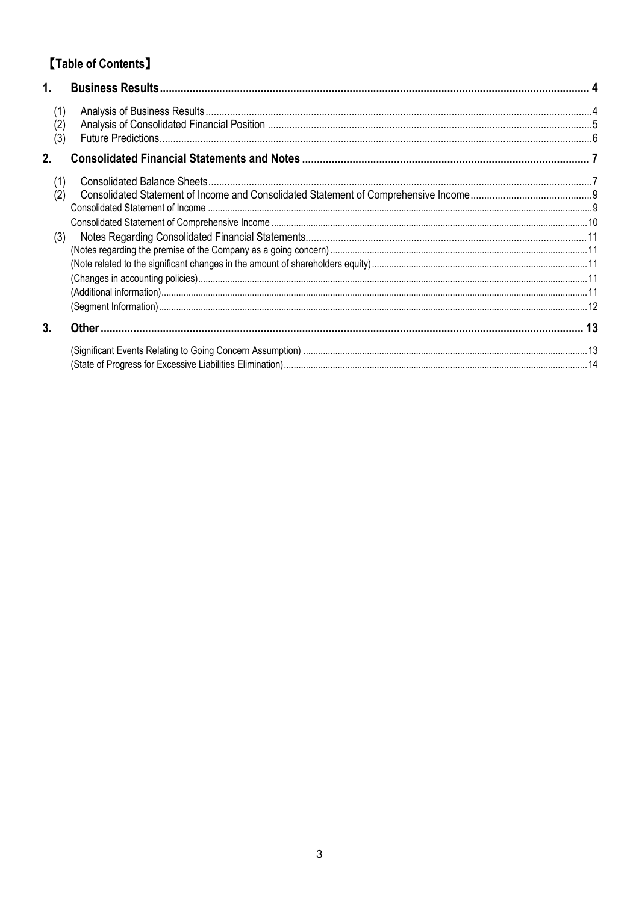# 【Table of Contents】

**1. Business Results ..... 4**

(1) Analysis of Business Results ..... 4
(2) Analysis of Consolidated Financial Position ..... 5
(3) Future Predictions ..... 6

**2. Consolidated Financial Statements and Notes ..... 7**

(1) Consolidated Balance Sheets ..... 7
(2) Consolidated Statement of Income and Consolidated Statement of Comprehensive Income ..... 9
Consolidated Statement of Income ..... 9
Consolidated Statement of Comprehensive Income ..... 10
(3) Notes Regarding Consolidated Financial Statements ..... 11
(Notes regarding the premise of the Company as a going concern) ..... 11
(Note related to the significant changes in the amount of shareholders equity) ..... 11
(Changes in accounting policies) ..... 11
(Additional information) ..... 11
(Segment Information) ..... 12

**3. Other ..... 13**

(Significant Events Relating to Going Concern Assumption) ..... 13
(State of Progress for Excessive Liabilities Elimination) ..... 14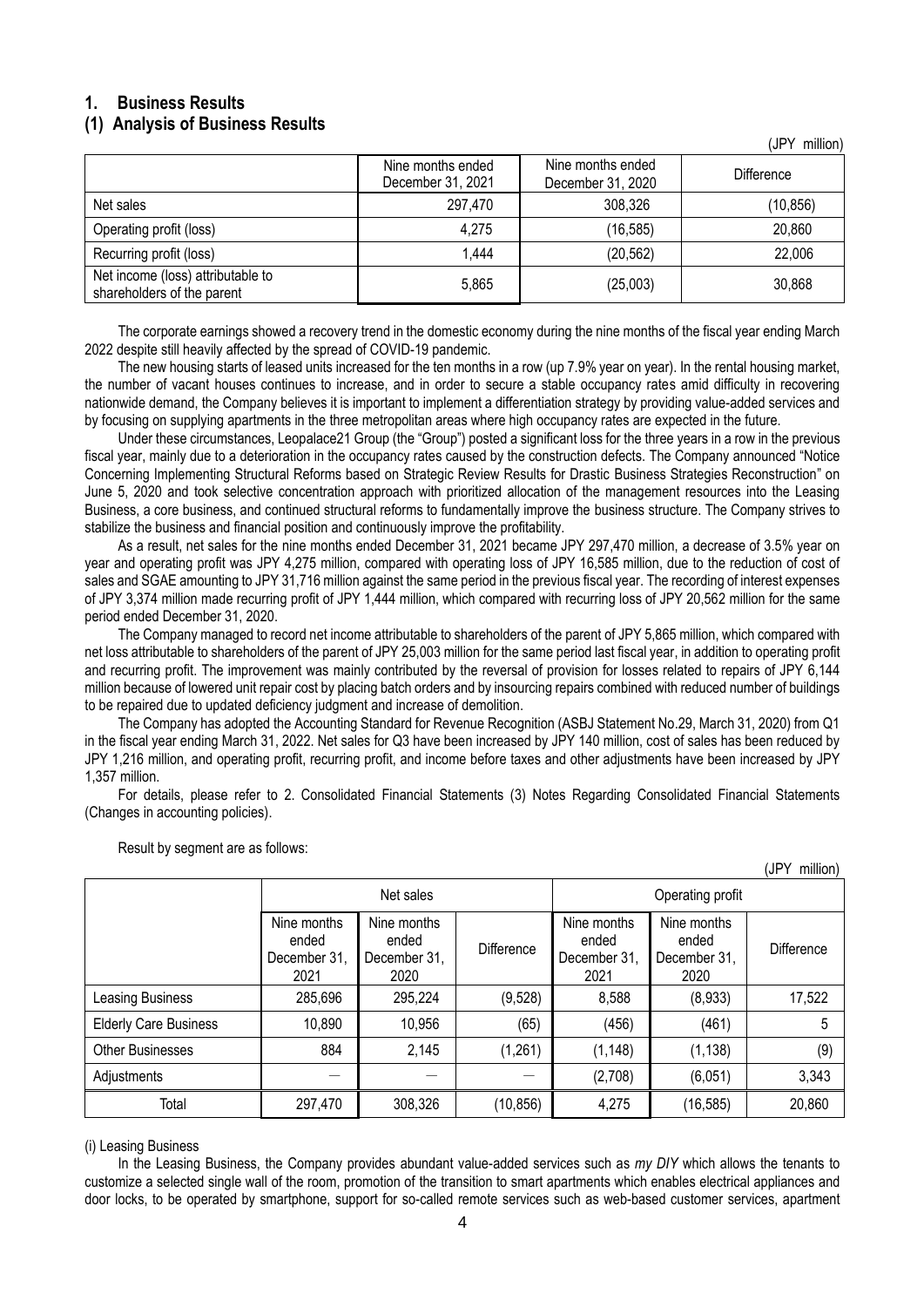## 1. Business Results

### (1) Analysis of Business Results

(JPY million)

| | Nine months ended December 31, 2021 | Nine months ended December 31, 2020 | Difference |
|---|---|---|---|
| Net sales | 297,470 | 308,326 | (10,856) |
| Operating profit (loss) | 4,275 | (16,585) | 20,860 |
| Recurring profit (loss) | 1,444 | (20,562) | 22,006 |
| Net income (loss) attributable to shareholders of the parent | 5,865 | (25,003) | 30,868 |

The corporate earnings showed a recovery trend in the domestic economy during the nine months of the fiscal year ending March 2022 despite still heavily affected by the spread of COVID-19 pandemic.

The new housing starts of leased units increased for the ten months in a row (up 7.9% year on year). In the rental housing market, the number of vacant houses continues to increase, and in order to secure a stable occupancy rates amid difficulty in recovering nationwide demand, the Company believes it is important to implement a differentiation strategy by providing value-added services and by focusing on supplying apartments in the three metropolitan areas where high occupancy rates are expected in the future.

Under these circumstances, Leopalace21 Group (the "Group") posted a significant loss for the three years in a row in the previous fiscal year, mainly due to a deterioration in the occupancy rates caused by the construction defects. The Company announced "Notice Concerning Implementing Structural Reforms based on Strategic Review Results for Drastic Business Strategies Reconstruction" on June 5, 2020 and took selective concentration approach with prioritized allocation of the management resources into the Leasing Business, a core business, and continued structural reforms to fundamentally improve the business structure. The Company strives to stabilize the business and financial position and continuously improve the profitability.

As a result, net sales for the nine months ended December 31, 2021 became JPY 297,470 million, a decrease of 3.5% year on year and operating profit was JPY 4,275 million, compared with operating loss of JPY 16,585 million, due to the reduction of cost of sales and SGAE amounting to JPY 31,716 million against the same period in the previous fiscal year. The recording of interest expenses of JPY 3,374 million made recurring profit of JPY 1,444 million, which compared with recurring loss of JPY 20,562 million for the same period ended December 31, 2020.

The Company managed to record net income attributable to shareholders of the parent of JPY 5,865 million, which compared with net loss attributable to shareholders of the parent of JPY 25,003 million for the same period last fiscal year, in addition to operating profit and recurring profit. The improvement was mainly contributed by the reversal of provision for losses related to repairs of JPY 6,144 million because of lowered unit repair cost by placing batch orders and by insourcing repairs combined with reduced number of buildings to be repaired due to updated deficiency judgment and increase of demolition.

The Company has adopted the Accounting Standard for Revenue Recognition (ASBJ Statement No.29, March 31, 2020) from Q1 in the fiscal year ending March 31, 2022. Net sales for Q3 have been increased by JPY 140 million, cost of sales has been reduced by JPY 1,216 million, and operating profit, recurring profit, and income before taxes and other adjustments have been increased by JPY 1,357 million.

For details, please refer to 2. Consolidated Financial Statements (3) Notes Regarding Consolidated Financial Statements (Changes in accounting policies).

Result by segment are as follows:

(JPY million)

| | Net sales | | | Operating profit | | |
|---|---|---|---|---|---|---|
| | Nine months ended December 31, 2021 | Nine months ended December 31, 2020 | Difference | Nine months ended December 31, 2021 | Nine months ended December 31, 2020 | Difference |
| Leasing Business | 285,696 | 295,224 | (9,528) | 8,588 | (8,933) | 17,522 |
| Elderly Care Business | 10,890 | 10,956 | (65) | (456) | (461) | 5 |
| Other Businesses | 884 | 2,145 | (1,261) | (1,148) | (1,138) | (9) |
| Adjustments | — | — | — | (2,708) | (6,051) | 3,343 |
| Total | 297,470 | 308,326 | (10,856) | 4,275 | (16,585) | 20,860 |

(i) Leasing Business

In the Leasing Business, the Company provides abundant value-added services such as *my DIY* which allows the tenants to customize a selected single wall of the room, promotion of the transition to smart apartments which enables electrical appliances and door locks, to be operated by smartphone, support for so-called remote services such as web-based customer services, apartment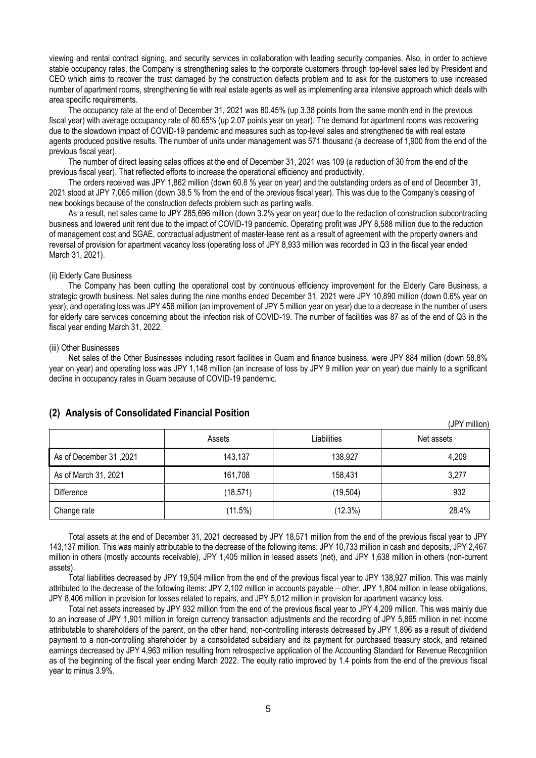viewing and rental contract signing, and security services in collaboration with leading security companies. Also, in order to achieve stable occupancy rates, the Company is strengthening sales to the corporate customers through top-level sales led by President and CEO which aims to recover the trust damaged by the construction defects problem and to ask for the customers to use increased number of apartment rooms, strengthening tie with real estate agents as well as implementing area intensive approach which deals with area specific requirements.

The occupancy rate at the end of December 31, 2021 was 80.45% (up 3.38 points from the same month end in the previous fiscal year) with average occupancy rate of 80.65% (up 2.07 points year on year). The demand for apartment rooms was recovering due to the slowdown impact of COVID-19 pandemic and measures such as top-level sales and strengthened tie with real estate agents produced positive results. The number of units under management was 571 thousand (a decrease of 1,900 from the end of the previous fiscal year).

The number of direct leasing sales offices at the end of December 31, 2021 was 109 (a reduction of 30 from the end of the previous fiscal year). That reflected efforts to increase the operational efficiency and productivity.

The orders received was JPY 1,862 million (down 60.8 % year on year) and the outstanding orders as of end of December 31, 2021 stood at JPY 7,065 million (down 38.5 % from the end of the previous fiscal year). This was due to the Company's ceasing of new bookings because of the construction defects problem such as parting walls.

As a result, net sales came to JPY 285,696 million (down 3.2% year on year) due to the reduction of construction subcontracting business and lowered unit rent due to the impact of COVID-19 pandemic. Operating profit was JPY 8,588 million due to the reduction of management cost and SGAE, contractual adjustment of master-lease rent as a result of agreement with the property owners and reversal of provision for apartment vacancy loss (operating loss of JPY 8,933 million was recorded in Q3 in the fiscal year ended March 31, 2021).

(ii) Elderly Care Business

The Company has been cutting the operational cost by continuous efficiency improvement for the Elderly Care Business, a strategic growth business. Net sales during the nine months ended December 31, 2021 were JPY 10,890 million (down 0.6% year on year), and operating loss was JPY 456 million (an improvement of JPY 5 million year on year) due to a decrease in the number of users for elderly care services concerning about the infection risk of COVID-19. The number of facilities was 87 as of the end of Q3 in the fiscal year ending March 31, 2022.

(iii) Other Businesses

Net sales of the Other Businesses including resort facilities in Guam and finance business, were JPY 884 million (down 58.8% year on year) and operating loss was JPY 1,148 million (an increase of loss by JPY 9 million year on year) due mainly to a significant decline in occupancy rates in Guam because of COVID-19 pandemic.

## (2) Analysis of Consolidated Financial Position

(JPY million)

| | Assets | Liabilities | Net assets |
|---|---|---|---|
| As of December 31 ,2021 | 143,137 | 138,927 | 4,209 |
| As of March 31, 2021 | 161,708 | 158,431 | 3,277 |
| Difference | (18,571) | (19,504) | 932 |
| Change rate | (11.5%) | (12.3%) | 28.4% |

Total assets at the end of December 31, 2021 decreased by JPY 18,571 million from the end of the previous fiscal year to JPY 143,137 million. This was mainly attributable to the decrease of the following items: JPY 10,733 million in cash and deposits, JPY 2,467 million in others (mostly accounts receivable), JPY 1,405 million in leased assets (net), and JPY 1,638 million in others (non-current assets).

Total liabilities decreased by JPY 19,504 million from the end of the previous fiscal year to JPY 138,927 million. This was mainly attributed to the decrease of the following items: JPY 2,102 million in accounts payable – other, JPY 1,804 million in lease obligations, JPY 8,406 million in provision for losses related to repairs, and JPY 5,012 million in provision for apartment vacancy loss.

Total net assets increased by JPY 932 million from the end of the previous fiscal year to JPY 4,209 million. This was mainly due to an increase of JPY 1,901 million in foreign currency transaction adjustments and the recording of JPY 5,865 million in net income attributable to shareholders of the parent, on the other hand, non-controlling interests decreased by JPY 1,896 as a result of dividend payment to a non-controlling shareholder by a consolidated subsidiary and its payment for purchased treasury stock, and retained earnings decreased by JPY 4,963 million resulting from retrospective application of the Accounting Standard for Revenue Recognition as of the beginning of the fiscal year ending March 2022. The equity ratio improved by 1.4 points from the end of the previous fiscal year to minus 3.9%.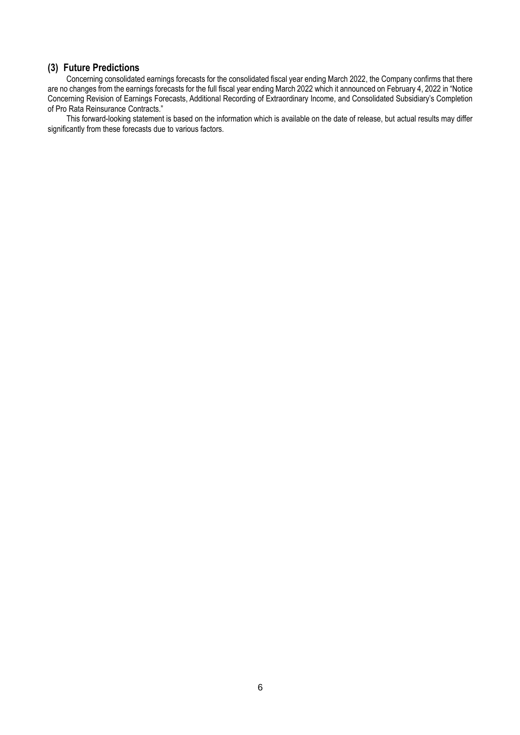### (3) Future Predictions

Concerning consolidated earnings forecasts for the consolidated fiscal year ending March 2022, the Company confirms that there are no changes from the earnings forecasts for the full fiscal year ending March 2022 which it announced on February 4, 2022 in "Notice Concerning Revision of Earnings Forecasts, Additional Recording of Extraordinary Income, and Consolidated Subsidiary's Completion of Pro Rata Reinsurance Contracts."

This forward-looking statement is based on the information which is available on the date of release, but actual results may differ significantly from these forecasts due to various factors.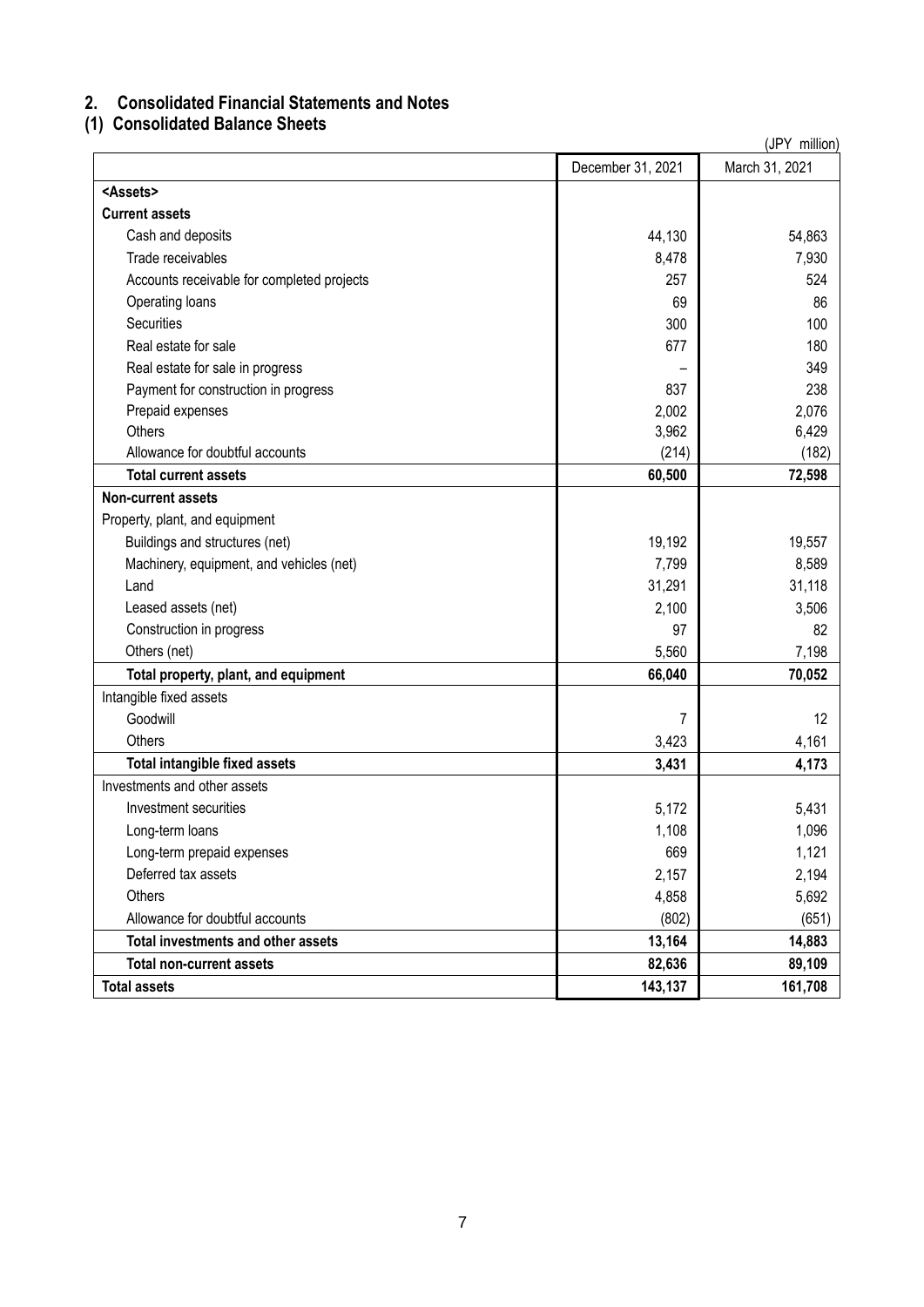## 2. Consolidated Financial Statements and Notes

### (1) Consolidated Balance Sheets

(JPY million)

| | December 31, 2021 | March 31, 2021 |
|---|---|---|
| **<Assets>** | | |
| **Current assets** | | |
| Cash and deposits | 44,130 | 54,863 |
| Trade receivables | 8,478 | 7,930 |
| Accounts receivable for completed projects | 257 | 524 |
| Operating loans | 69 | 86 |
| Securities | 300 | 100 |
| Real estate for sale | 677 | 180 |
| Real estate for sale in progress | – | 349 |
| Payment for construction in progress | 837 | 238 |
| Prepaid expenses | 2,002 | 2,076 |
| Others | 3,962 | 6,429 |
| Allowance for doubtful accounts | (214) | (182) |
| **Total current assets** | **60,500** | **72,598** |
| **Non-current assets** | | |
| Property, plant, and equipment | | |
| Buildings and structures (net) | 19,192 | 19,557 |
| Machinery, equipment, and vehicles (net) | 7,799 | 8,589 |
| Land | 31,291 | 31,118 |
| Leased assets (net) | 2,100 | 3,506 |
| Construction in progress | 97 | 82 |
| Others (net) | 5,560 | 7,198 |
| **Total property, plant, and equipment** | **66,040** | **70,052** |
| Intangible fixed assets | | |
| Goodwill | 7 | 12 |
| Others | 3,423 | 4,161 |
| **Total intangible fixed assets** | **3,431** | **4,173** |
| Investments and other assets | | |
| Investment securities | 5,172 | 5,431 |
| Long-term loans | 1,108 | 1,096 |
| Long-term prepaid expenses | 669 | 1,121 |
| Deferred tax assets | 2,157 | 2,194 |
| Others | 4,858 | 5,692 |
| Allowance for doubtful accounts | (802) | (651) |
| **Total investments and other assets** | **13,164** | **14,883** |
| **Total non-current assets** | **82,636** | **89,109** |
| **Total assets** | **143,137** | **161,708** |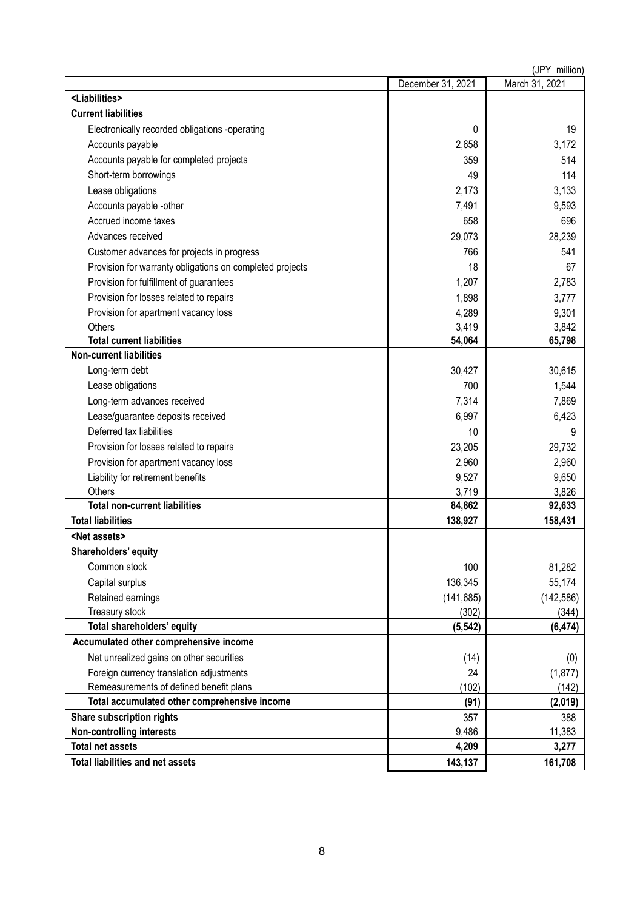(JPY million)

| | December 31, 2021 | March 31, 2021 |
|---|---|---|
| **<Liabilities>** | | |
| **Current liabilities** | | |
| Electronically recorded obligations -operating | 0 | 19 |
| Accounts payable | 2,658 | 3,172 |
| Accounts payable for completed projects | 359 | 514 |
| Short-term borrowings | 49 | 114 |
| Lease obligations | 2,173 | 3,133 |
| Accounts payable -other | 7,491 | 9,593 |
| Accrued income taxes | 658 | 696 |
| Advances received | 29,073 | 28,239 |
| Customer advances for projects in progress | 766 | 541 |
| Provision for warranty obligations on completed projects | 18 | 67 |
| Provision for fulfillment of guarantees | 1,207 | 2,783 |
| Provision for losses related to repairs | 1,898 | 3,777 |
| Provision for apartment vacancy loss | 4,289 | 9,301 |
| Others | 3,419 | 3,842 |
| **Total current liabilities** | **54,064** | **65,798** |
| **Non-current liabilities** | | |
| Long-term debt | 30,427 | 30,615 |
| Lease obligations | 700 | 1,544 |
| Long-term advances received | 7,314 | 7,869 |
| Lease/guarantee deposits received | 6,997 | 6,423 |
| Deferred tax liabilities | 10 | 9 |
| Provision for losses related to repairs | 23,205 | 29,732 |
| Provision for apartment vacancy loss | 2,960 | 2,960 |
| Liability for retirement benefits | 9,527 | 9,650 |
| Others | 3,719 | 3,826 |
| **Total non-current liabilities** | **84,862** | **92,633** |
| **Total liabilities** | **138,927** | **158,431** |
| **<Net assets>** | | |
| **Shareholders' equity** | | |
| Common stock | 100 | 81,282 |
| Capital surplus | 136,345 | 55,174 |
| Retained earnings | (141,685) | (142,586) |
| Treasury stock | (302) | (344) |
| **Total shareholders' equity** | **(5,542)** | **(6,474)** |
| **Accumulated other comprehensive income** | | |
| Net unrealized gains on other securities | (14) | (0) |
| Foreign currency translation adjustments | 24 | (1,877) |
| Remeasurements of defined benefit plans | (102) | (142) |
| **Total accumulated other comprehensive income** | **(91)** | **(2,019)** |
| **Share subscription rights** | 357 | 388 |
| **Non-controlling interests** | 9,486 | 11,383 |
| **Total net assets** | **4,209** | **3,277** |
| **Total liabilities and net assets** | **143,137** | **161,708** |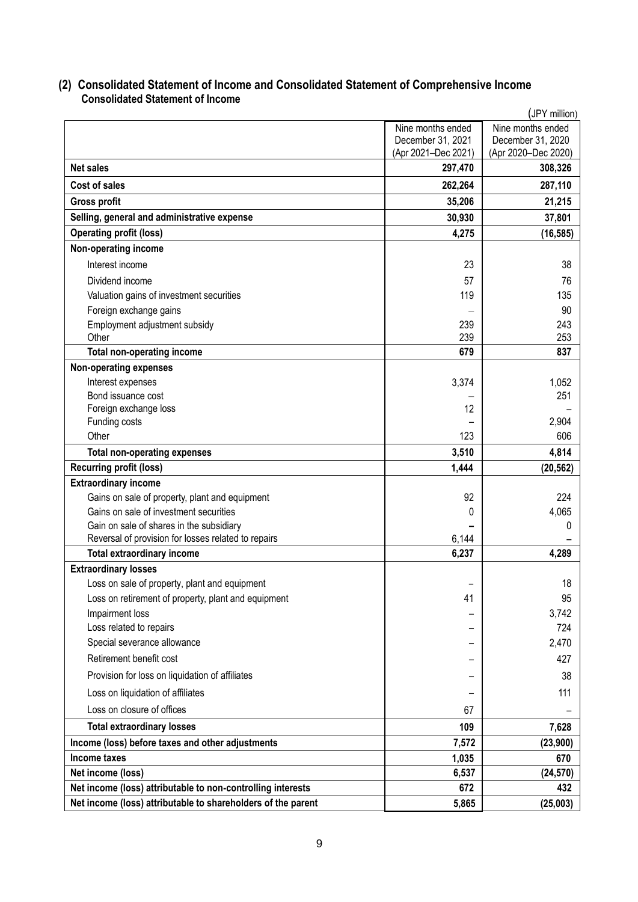## (2) Consolidated Statement of Income and Consolidated Statement of Comprehensive Income

### Consolidated Statement of Income

(JPY million)

| | Nine months ended December 31, 2021 (Apr 2021–Dec 2021) | Nine months ended December 31, 2020 (Apr 2020–Dec 2020) |
|---|---|---|
| **Net sales** | **297,470** | **308,326** |
| **Cost of sales** | **262,264** | **287,110** |
| **Gross profit** | **35,206** | **21,215** |
| **Selling, general and administrative expense** | **30,930** | **37,801** |
| **Operating profit (loss)** | **4,275** | **(16,585)** |
| **Non-operating income** | | |
| Interest income | 23 | 38 |
| Dividend income | 57 | 76 |
| Valuation gains of investment securities | 119 | 135 |
| Foreign exchange gains | – | 90 |
| Employment adjustment subsidy | 239 | 243 |
| Other | 239 | 253 |
| **Total non-operating income** | **679** | **837** |
| **Non-operating expenses** | | |
| Interest expenses | 3,374 | 1,052 |
| Bond issuance cost | – | 251 |
| Foreign exchange loss | 12 | – |
| Funding costs | – | 2,904 |
| Other | 123 | 606 |
| **Total non-operating expenses** | **3,510** | **4,814** |
| **Recurring profit (loss)** | **1,444** | **(20,562)** |
| **Extraordinary income** | | |
| Gains on sale of property, plant and equipment | 92 | 224 |
| Gains on sale of investment securities | 0 | 4,065 |
| Gain on sale of shares in the subsidiary | – | 0 |
| Reversal of provision for losses related to repairs | 6,144 | – |
| **Total extraordinary income** | **6,237** | **4,289** |
| **Extraordinary losses** | | |
| Loss on sale of property, plant and equipment | – | 18 |
| Loss on retirement of property, plant and equipment | 41 | 95 |
| Impairment loss | – | 3,742 |
| Loss related to repairs | – | 724 |
| Special severance allowance | – | 2,470 |
| Retirement benefit cost | – | 427 |
| Provision for loss on liquidation of affiliates | – | 38 |
| Loss on liquidation of affiliates | – | 111 |
| Loss on closure of offices | 67 | – |
| **Total extraordinary losses** | **109** | **7,628** |
| **Income (loss) before taxes and other adjustments** | **7,572** | **(23,900)** |
| **Income taxes** | **1,035** | **670** |
| **Net income (loss)** | **6,537** | **(24,570)** |
| **Net income (loss) attributable to non-controlling interests** | **672** | **432** |
| **Net income (loss) attributable to shareholders of the parent** | **5,865** | **(25,003)** |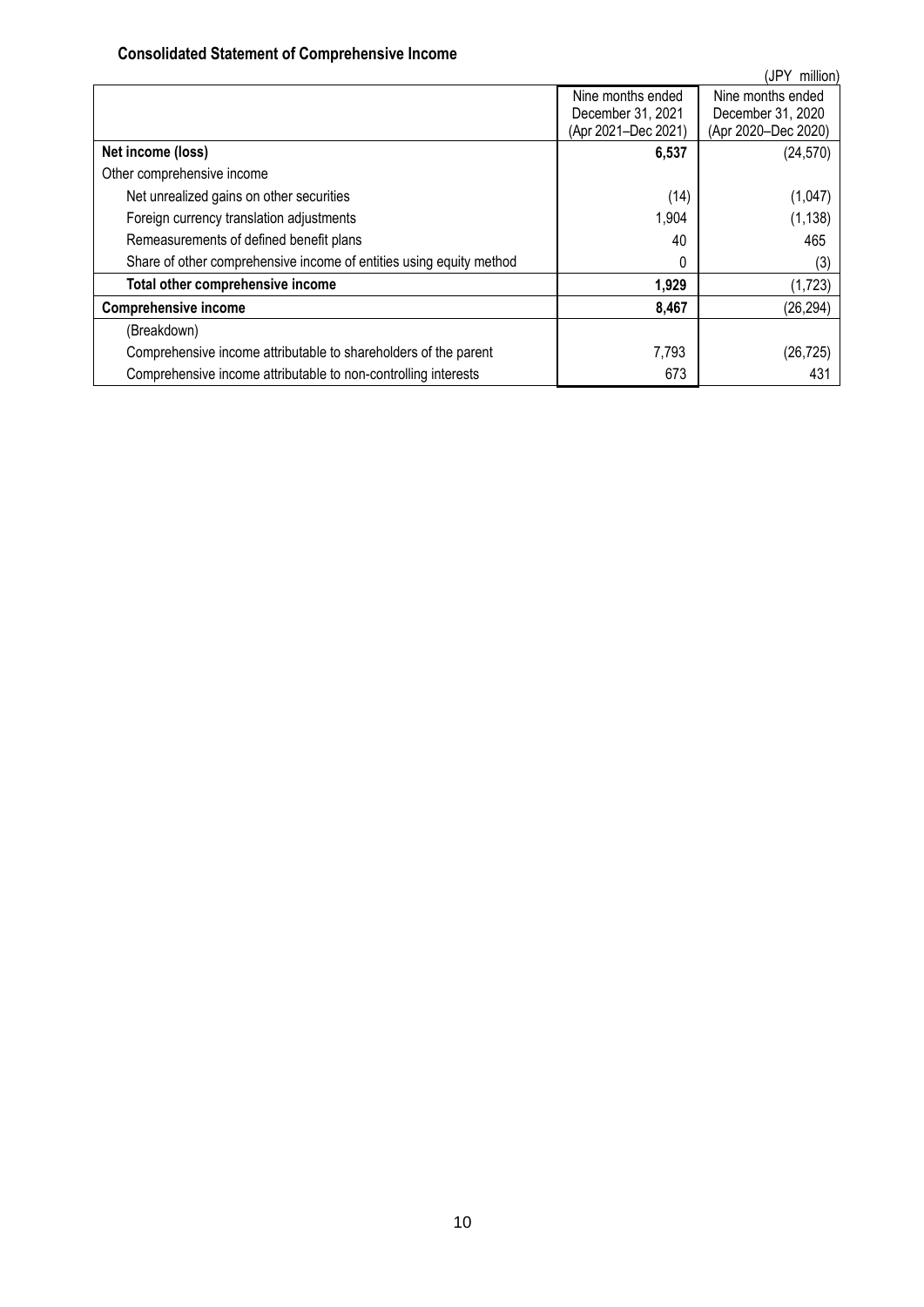### Consolidated Statement of Comprehensive Income

(JPY million)

| | Nine months ended December 31, 2021 (Apr 2021–Dec 2021) | Nine months ended December 31, 2020 (Apr 2020–Dec 2020) |
|---|---|---|
| **Net income (loss)** | **6,537** | (24,570) |
| Other comprehensive income | | |
| Net unrealized gains on other securities | (14) | (1,047) |
| Foreign currency translation adjustments | 1,904 | (1,138) |
| Remeasurements of defined benefit plans | 40 | 465 |
| Share of other comprehensive income of entities using equity method | 0 | (3) |
| **Total other comprehensive income** | **1,929** | (1,723) |
| **Comprehensive income** | **8,467** | (26,294) |
| (Breakdown) | | |
| Comprehensive income attributable to shareholders of the parent | 7,793 | (26,725) |
| Comprehensive income attributable to non-controlling interests | 673 | 431 |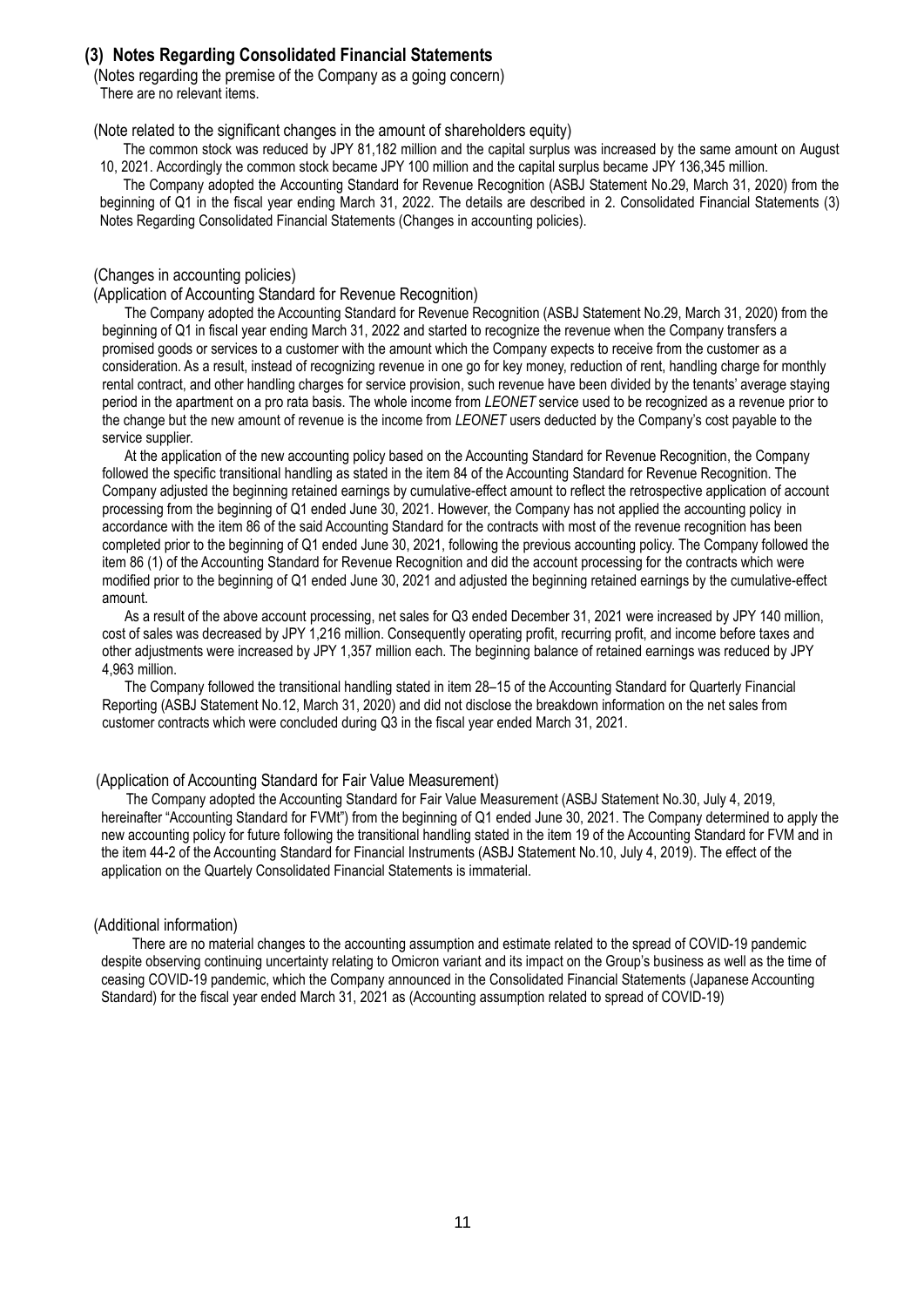## (3) Notes Regarding Consolidated Financial Statements

(Notes regarding the premise of the Company as a going concern)

There are no relevant items.

(Note related to the significant changes in the amount of shareholders equity)

The common stock was reduced by JPY 81,182 million and the capital surplus was increased by the same amount on August 10, 2021. Accordingly the common stock became JPY 100 million and the capital surplus became JPY 136,345 million.

The Company adopted the Accounting Standard for Revenue Recognition (ASBJ Statement No.29, March 31, 2020) from the beginning of Q1 in the fiscal year ending March 31, 2022. The details are described in 2. Consolidated Financial Statements (3) Notes Regarding Consolidated Financial Statements (Changes in accounting policies).

(Changes in accounting policies)

(Application of Accounting Standard for Revenue Recognition)

The Company adopted the Accounting Standard for Revenue Recognition (ASBJ Statement No.29, March 31, 2020) from the beginning of Q1 in fiscal year ending March 31, 2022 and started to recognize the revenue when the Company transfers a promised goods or services to a customer with the amount which the Company expects to receive from the customer as a consideration. As a result, instead of recognizing revenue in one go for key money, reduction of rent, handling charge for monthly rental contract, and other handling charges for service provision, such revenue have been divided by the tenants' average staying period in the apartment on a pro rata basis. The whole income from *LEONET* service used to be recognized as a revenue prior to the change but the new amount of revenue is the income from *LEONET* users deducted by the Company's cost payable to the service supplier.

At the application of the new accounting policy based on the Accounting Standard for Revenue Recognition, the Company followed the specific transitional handling as stated in the item 84 of the Accounting Standard for Revenue Recognition. The Company adjusted the beginning retained earnings by cumulative-effect amount to reflect the retrospective application of account processing from the beginning of Q1 ended June 30, 2021. However, the Company has not applied the accounting policy in accordance with the item 86 of the said Accounting Standard for the contracts with most of the revenue recognition has been completed prior to the beginning of Q1 ended June 30, 2021, following the previous accounting policy. The Company followed the item 86 (1) of the Accounting Standard for Revenue Recognition and did the account processing for the contracts which were modified prior to the beginning of Q1 ended June 30, 2021 and adjusted the beginning retained earnings by the cumulative-effect amount.

As a result of the above account processing, net sales for Q3 ended December 31, 2021 were increased by JPY 140 million, cost of sales was decreased by JPY 1,216 million. Consequently operating profit, recurring profit, and income before taxes and other adjustments were increased by JPY 1,357 million each. The beginning balance of retained earnings was reduced by JPY 4,963 million.

The Company followed the transitional handling stated in item 28–15 of the Accounting Standard for Quarterly Financial Reporting (ASBJ Statement No.12, March 31, 2020) and did not disclose the breakdown information on the net sales from customer contracts which were concluded during Q3 in the fiscal year ended March 31, 2021.

(Application of Accounting Standard for Fair Value Measurement)

The Company adopted the Accounting Standard for Fair Value Measurement (ASBJ Statement No.30, July 4, 2019, hereinafter "Accounting Standard for FVMt") from the beginning of Q1 ended June 30, 2021. The Company determined to apply the new accounting policy for future following the transitional handling stated in the item 19 of the Accounting Standard for FVM and in the item 44-2 of the Accounting Standard for Financial Instruments (ASBJ Statement No.10, July 4, 2019). The effect of the application on the Quartely Consolidated Financial Statements is immaterial.

(Additional information)

There are no material changes to the accounting assumption and estimate related to the spread of COVID-19 pandemic despite observing continuing uncertainty relating to Omicron variant and its impact on the Group's business as well as the time of ceasing COVID-19 pandemic, which the Company announced in the Consolidated Financial Statements (Japanese Accounting Standard) for the fiscal year ended March 31, 2021 as (Accounting assumption related to spread of COVID-19)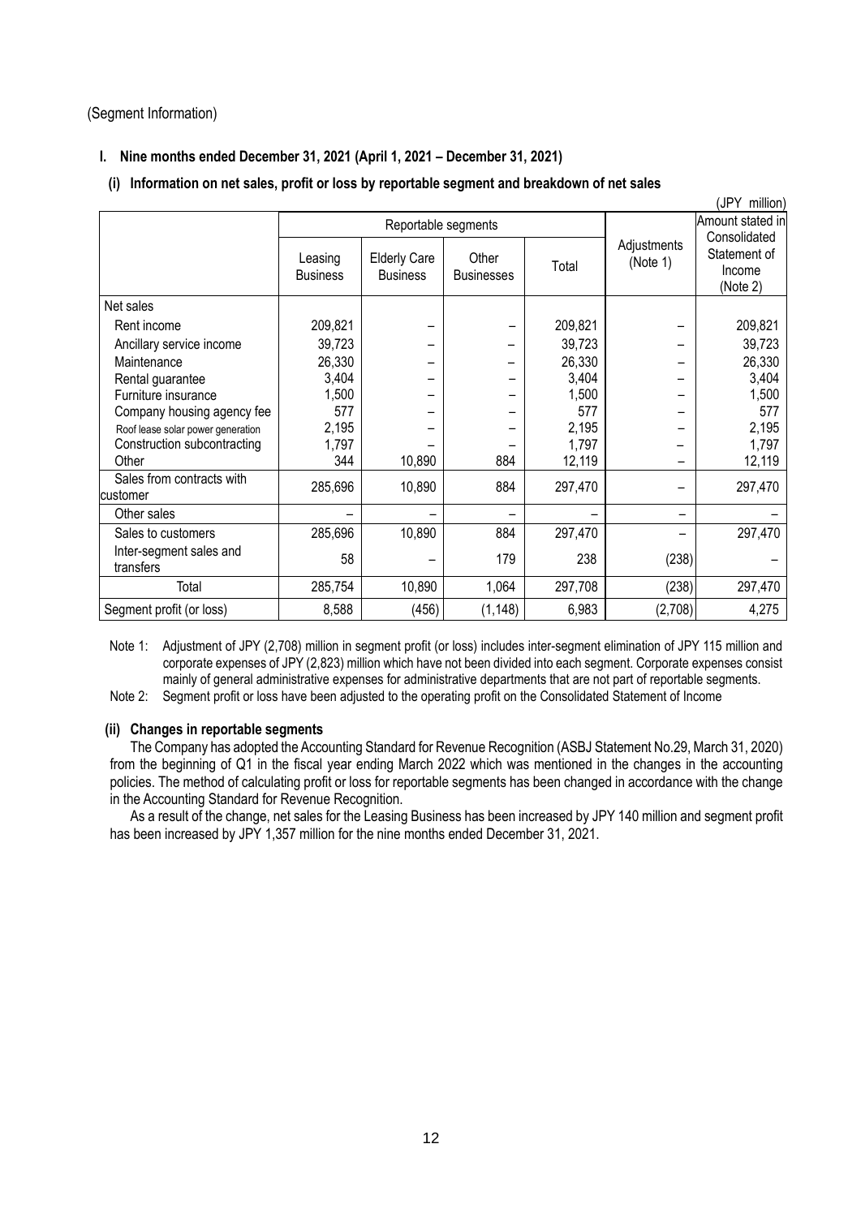(Segment Information)

**I. Nine months ended December 31, 2021 (April 1, 2021 – December 31, 2021)**

**(i) Information on net sales, profit or loss by reportable segment and breakdown of net sales**

(JPY million)

| | Reportable segments | | | | Adjustments (Note 1) | Amount stated in Consolidated Statement of Income (Note 2) |
|---|---|---|---|---|---|---|
| | Leasing Business | Elderly Care Business | Other Businesses | Total | | |
| Net sales | | | | | | |
| Rent income | 209,821 | – | – | 209,821 | – | 209,821 |
| Ancillary service income | 39,723 | – | – | 39,723 | – | 39,723 |
| Maintenance | 26,330 | – | – | 26,330 | – | 26,330 |
| Rental guarantee | 3,404 | – | – | 3,404 | – | 3,404 |
| Furniture insurance | 1,500 | – | – | 1,500 | – | 1,500 |
| Company housing agency fee | 577 | – | – | 577 | – | 577 |
| Roof lease solar power generation | 2,195 | – | – | 2,195 | – | 2,195 |
| Construction subcontracting | 1,797 | – | – | 1,797 | – | 1,797 |
| Other | 344 | 10,890 | 884 | 12,119 | – | 12,119 |
| Sales from contracts with customer | 285,696 | 10,890 | 884 | 297,470 | – | 297,470 |
| Other sales | – | – | – | – | – | – |
| Sales to customers | 285,696 | 10,890 | 884 | 297,470 | – | 297,470 |
| Inter-segment sales and transfers | 58 | – | 179 | 238 | (238) | – |
| Total | 285,754 | 10,890 | 1,064 | 297,708 | (238) | 297,470 |
| Segment profit (or loss) | 8,588 | (456) | (1,148) | 6,983 | (2,708) | 4,275 |

Note 1: Adjustment of JPY (2,708) million in segment profit (or loss) includes inter-segment elimination of JPY 115 million and corporate expenses of JPY (2,823) million which have not been divided into each segment. Corporate expenses consist mainly of general administrative expenses for administrative departments that are not part of reportable segments.

Note 2: Segment profit or loss have been adjusted to the operating profit on the Consolidated Statement of Income

**(ii) Changes in reportable segments**

The Company has adopted the Accounting Standard for Revenue Recognition (ASBJ Statement No.29, March 31, 2020) from the beginning of Q1 in the fiscal year ending March 2022 which was mentioned in the changes in the accounting policies. The method of calculating profit or loss for reportable segments has been changed in accordance with the change in the Accounting Standard for Revenue Recognition.

As a result of the change, net sales for the Leasing Business has been increased by JPY 140 million and segment profit has been increased by JPY 1,357 million for the nine months ended December 31, 2021.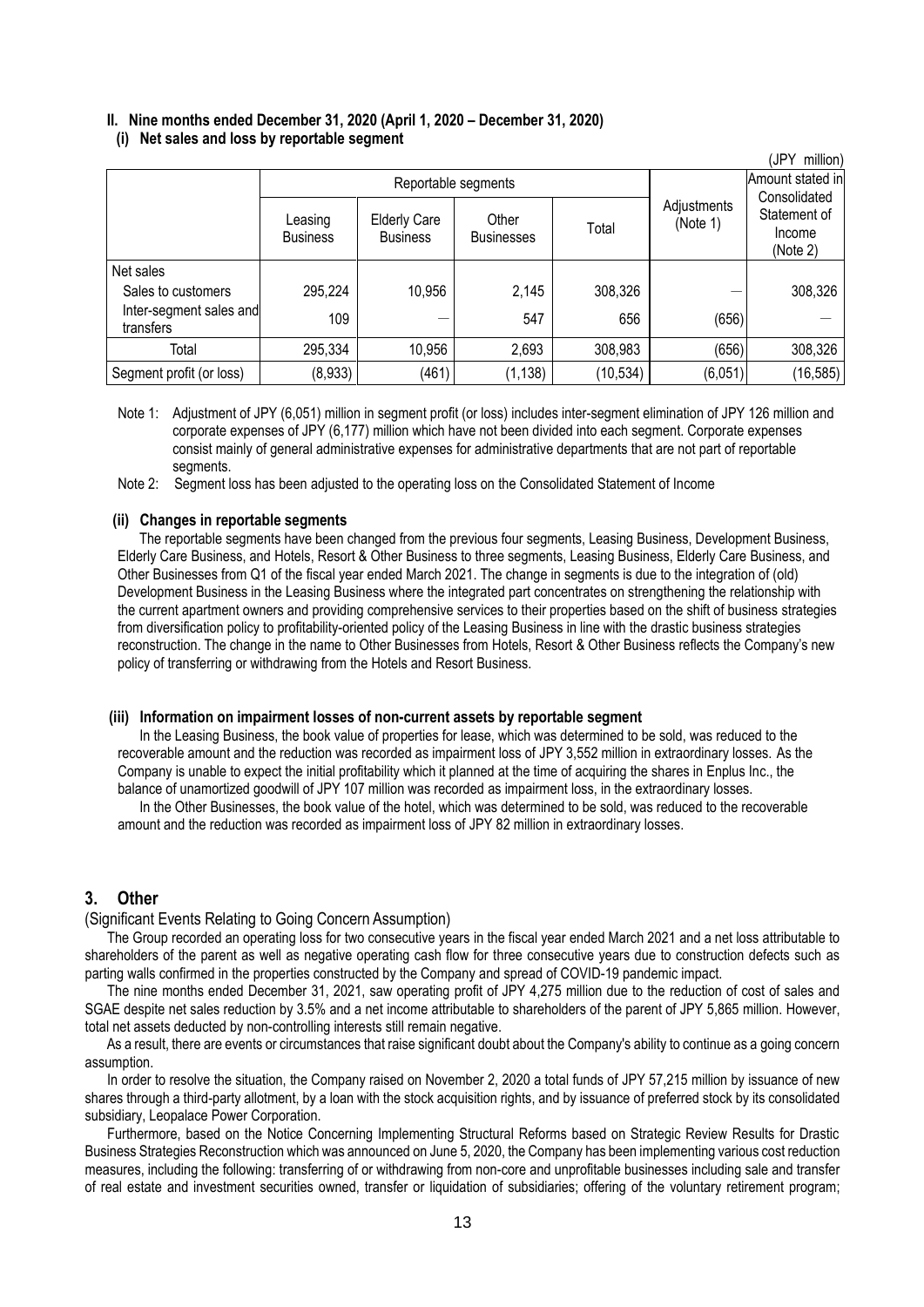## II. Nine months ended December 31, 2020 (April 1, 2020 – December 31, 2020)

### (i) Net sales and loss by reportable segment

(JPY million)

| | Reportable segments | | | | Adjustments (Note 1) | Amount stated in Consolidated Statement of Income (Note 2) |
|---|---|---|---|---|---|---|
| | Leasing Business | Elderly Care Business | Other Businesses | Total | | |
| Net sales | | | | | | |
| Sales to customers | 295,224 | 10,956 | 2,145 | 308,326 | — | 308,326 |
| Inter-segment sales and transfers | 109 | — | 547 | 656 | (656) | — |
| Total | 295,334 | 10,956 | 2,693 | 308,983 | (656) | 308,326 |
| Segment profit (or loss) | (8,933) | (461) | (1,138) | (10,534) | (6,051) | (16,585) |

Note 1: Adjustment of JPY (6,051) million in segment profit (or loss) includes inter-segment elimination of JPY 126 million and corporate expenses of JPY (6,177) million which have not been divided into each segment. Corporate expenses consist mainly of general administrative expenses for administrative departments that are not part of reportable segments.

Note 2: Segment loss has been adjusted to the operating loss on the Consolidated Statement of Income

### (ii) Changes in reportable segments

The reportable segments have been changed from the previous four segments, Leasing Business, Development Business, Elderly Care Business, and Hotels, Resort & Other Business to three segments, Leasing Business, Elderly Care Business, and Other Businesses from Q1 of the fiscal year ended March 2021. The change in segments is due to the integration of (old) Development Business in the Leasing Business where the integrated part concentrates on strengthening the relationship with the current apartment owners and providing comprehensive services to their properties based on the shift of business strategies from diversification policy to profitability-oriented policy of the Leasing Business in line with the drastic business strategies reconstruction. The change in the name to Other Businesses from Hotels, Resort & Other Business reflects the Company's new policy of transferring or withdrawing from the Hotels and Resort Business.

### (iii) Information on impairment losses of non-current assets by reportable segment

In the Leasing Business, the book value of properties for lease, which was determined to be sold, was reduced to the recoverable amount and the reduction was recorded as impairment loss of JPY 3,552 million in extraordinary losses. As the Company is unable to expect the initial profitability which it planned at the time of acquiring the shares in Enplus Inc., the balance of unamortized goodwill of JPY 107 million was recorded as impairment loss, in the extraordinary losses.

In the Other Businesses, the book value of the hotel, which was determined to be sold, was reduced to the recoverable amount and the reduction was recorded as impairment loss of JPY 82 million in extraordinary losses.

# 3. Other

(Significant Events Relating to Going Concern Assumption)

The Group recorded an operating loss for two consecutive years in the fiscal year ended March 2021 and a net loss attributable to shareholders of the parent as well as negative operating cash flow for three consecutive years due to construction defects such as parting walls confirmed in the properties constructed by the Company and spread of COVID-19 pandemic impact.

The nine months ended December 31, 2021, saw operating profit of JPY 4,275 million due to the reduction of cost of sales and SGAE despite net sales reduction by 3.5% and a net income attributable to shareholders of the parent of JPY 5,865 million. However, total net assets deducted by non-controlling interests still remain negative.

As a result, there are events or circumstances that raise significant doubt about the Company's ability to continue as a going concern assumption.

In order to resolve the situation, the Company raised on November 2, 2020 a total funds of JPY 57,215 million by issuance of new shares through a third-party allotment, by a loan with the stock acquisition rights, and by issuance of preferred stock by its consolidated subsidiary, Leopalace Power Corporation.

Furthermore, based on the Notice Concerning Implementing Structural Reforms based on Strategic Review Results for Drastic Business Strategies Reconstruction which was announced on June 5, 2020, the Company has been implementing various cost reduction measures, including the following: transferring of or withdrawing from non-core and unprofitable businesses including sale and transfer of real estate and investment securities owned, transfer or liquidation of subsidiaries; offering of the voluntary retirement program;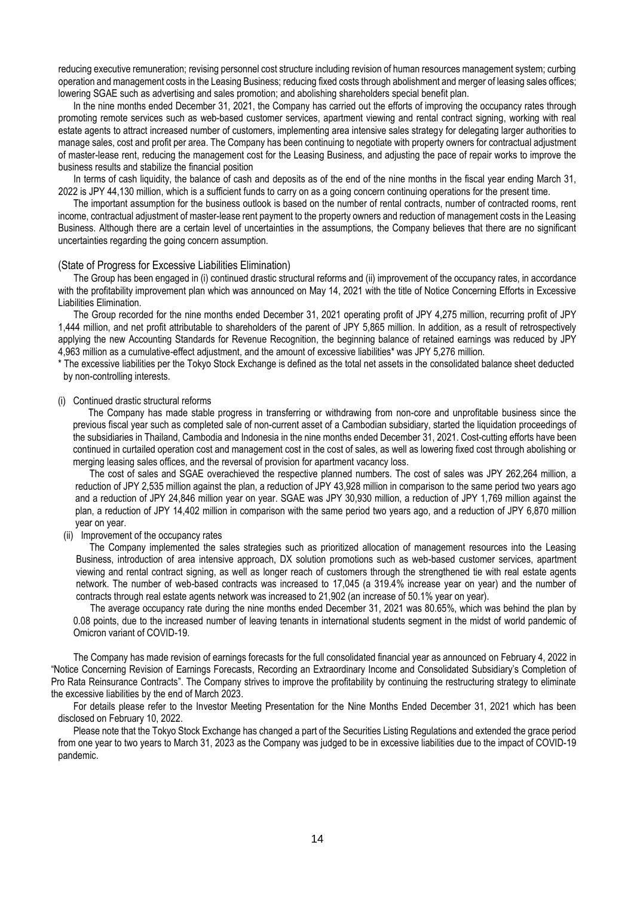reducing executive remuneration; revising personnel cost structure including revision of human resources management system; curbing operation and management costs in the Leasing Business; reducing fixed costs through abolishment and merger of leasing sales offices; lowering SGAE such as advertising and sales promotion; and abolishing shareholders special benefit plan.

In the nine months ended December 31, 2021, the Company has carried out the efforts of improving the occupancy rates through promoting remote services such as web-based customer services, apartment viewing and rental contract signing, working with real estate agents to attract increased number of customers, implementing area intensive sales strategy for delegating larger authorities to manage sales, cost and profit per area. The Company has been continuing to negotiate with property owners for contractual adjustment of master-lease rent, reducing the management cost for the Leasing Business, and adjusting the pace of repair works to improve the business results and stabilize the financial position

In terms of cash liquidity, the balance of cash and deposits as of the end of the nine months in the fiscal year ending March 31, 2022 is JPY 44,130 million, which is a sufficient funds to carry on as a going concern continuing operations for the present time.

The important assumption for the business outlook is based on the number of rental contracts, number of contracted rooms, rent income, contractual adjustment of master-lease rent payment to the property owners and reduction of management costs in the Leasing Business. Although there are a certain level of uncertainties in the assumptions, the Company believes that there are no significant uncertainties regarding the going concern assumption.

(State of Progress for Excessive Liabilities Elimination)

The Group has been engaged in (i) continued drastic structural reforms and (ii) improvement of the occupancy rates, in accordance with the profitability improvement plan which was announced on May 14, 2021 with the title of Notice Concerning Efforts in Excessive Liabilities Elimination.

The Group recorded for the nine months ended December 31, 2021 operating profit of JPY 4,275 million, recurring profit of JPY 1,444 million, and net profit attributable to shareholders of the parent of JPY 5,865 million. In addition, as a result of retrospectively applying the new Accounting Standards for Revenue Recognition, the beginning balance of retained earnings was reduced by JPY 4,963 million as a cumulative-effect adjustment, and the amount of excessive liabilities* was JPY 5,276 million.

\* The excessive liabilities per the Tokyo Stock Exchange is defined as the total net assets in the consolidated balance sheet deducted by non-controlling interests.

(i) Continued drastic structural reforms

The Company has made stable progress in transferring or withdrawing from non-core and unprofitable business since the previous fiscal year such as completed sale of non-current asset of a Cambodian subsidiary, started the liquidation proceedings of the subsidiaries in Thailand, Cambodia and Indonesia in the nine months ended December 31, 2021. Cost-cutting efforts have been continued in curtailed operation cost and management cost in the cost of sales, as well as lowering fixed cost through abolishing or merging leasing sales offices, and the reversal of provision for apartment vacancy loss.

The cost of sales and SGAE overachieved the respective planned numbers. The cost of sales was JPY 262,264 million, a reduction of JPY 2,535 million against the plan, a reduction of JPY 43,928 million in comparison to the same period two years ago and a reduction of JPY 24,846 million year on year. SGAE was JPY 30,930 million, a reduction of JPY 1,769 million against the plan, a reduction of JPY 14,402 million in comparison with the same period two years ago, and a reduction of JPY 6,870 million year on year.

(ii) Improvement of the occupancy rates

The Company implemented the sales strategies such as prioritized allocation of management resources into the Leasing Business, introduction of area intensive approach, DX solution promotions such as web-based customer services, apartment viewing and rental contract signing, as well as longer reach of customers through the strengthened tie with real estate agents network. The number of web-based contracts was increased to 17,045 (a 319.4% increase year on year) and the number of contracts through real estate agents network was increased to 21,902 (an increase of 50.1% year on year).

The average occupancy rate during the nine months ended December 31, 2021 was 80.65%, which was behind the plan by 0.08 points, due to the increased number of leaving tenants in international students segment in the midst of world pandemic of Omicron variant of COVID-19.

The Company has made revision of earnings forecasts for the full consolidated financial year as announced on February 4, 2022 in "Notice Concerning Revision of Earnings Forecasts, Recording an Extraordinary Income and Consolidated Subsidiary's Completion of Pro Rata Reinsurance Contracts". The Company strives to improve the profitability by continuing the restructuring strategy to eliminate the excessive liabilities by the end of March 2023.

For details please refer to the Investor Meeting Presentation for the Nine Months Ended December 31, 2021 which has been disclosed on February 10, 2022.

Please note that the Tokyo Stock Exchange has changed a part of the Securities Listing Regulations and extended the grace period from one year to two years to March 31, 2023 as the Company was judged to be in excessive liabilities due to the impact of COVID-19 pandemic.